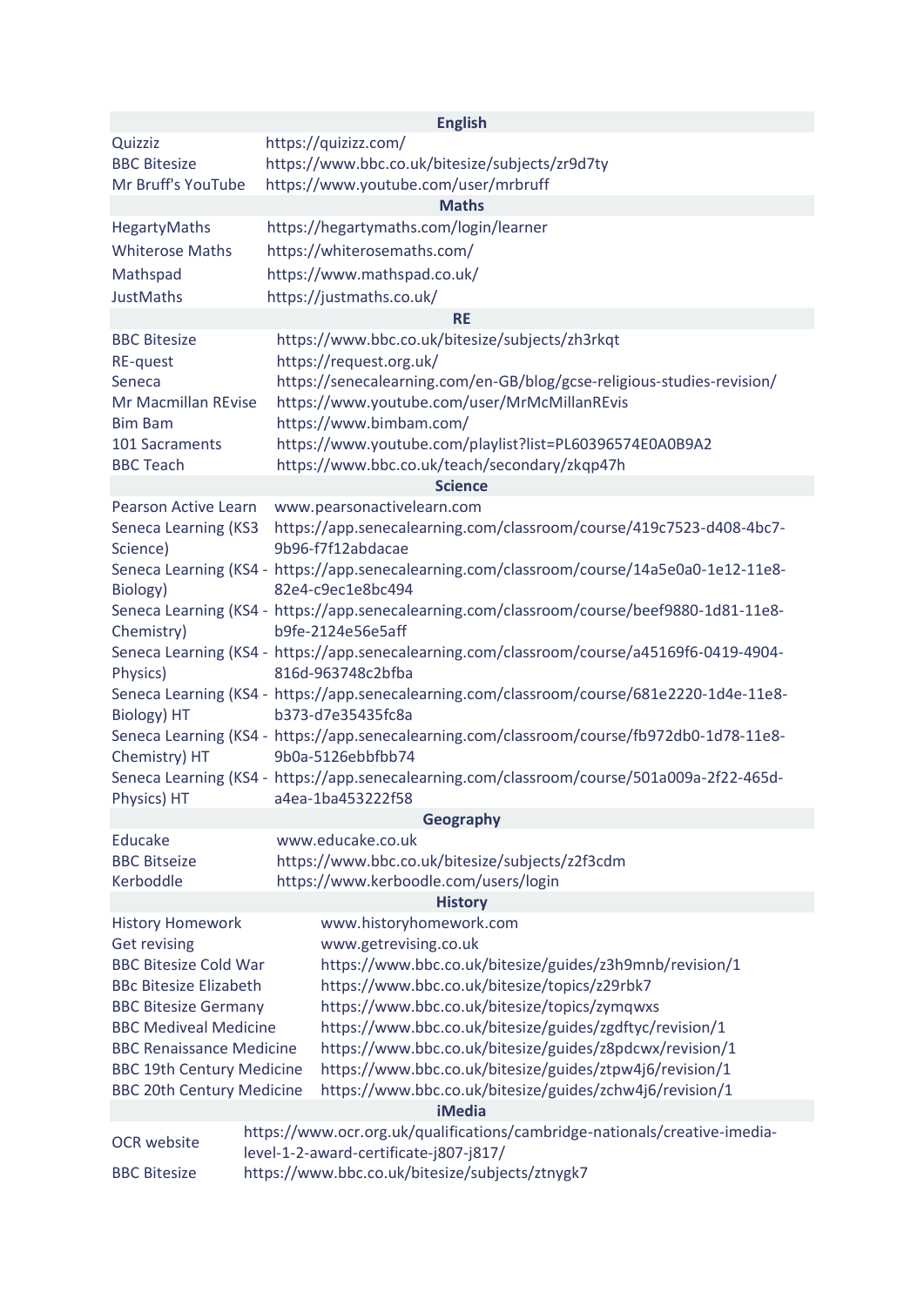| English | |
|---|---|
| Quizziz | https://quizizz.com/ |
| BBC Bitesize | https://www.bbc.co.uk/bitesize/subjects/zr9d7ty |
| Mr Bruff's YouTube | https://www.youtube.com/user/mrbruff |
| **Maths** | |
| HegartyMaths | https://hegartymaths.com/login/learner |
| Whiterose Maths | https://whiterosemaths.com/ |
| Mathspad | https://www.mathspad.co.uk/ |
| JustMaths | https://justmaths.co.uk/ |
| **RE** | |
| BBC Bitesize | https://www.bbc.co.uk/bitesize/subjects/zh3rkqt |
| RE-quest | https://request.org.uk/ |
| Seneca | https://senecalearning.com/en-GB/blog/gcse-religious-studies-revision/ |
| Mr Macmillan REvise | https://www.youtube.com/user/MrMcMillanREvis |
| Bim Bam | https://www.bimbam.com/ |
| 101 Sacraments | https://www.youtube.com/playlist?list=PL60396574E0A0B9A2 |
| BBC Teach | https://www.bbc.co.uk/teach/secondary/zkqp47h |
| **Science** | |
| Pearson Active Learn | www.pearsonactivelearn.com |
| Seneca Learning (KS3 Science) | https://app.senecalearning.com/classroom/course/419c7523-d408-4bc7-9b96-f7f12abdacae |
| Seneca Learning (KS4 - Biology) | https://app.senecalearning.com/classroom/course/14a5e0a0-1e12-11e8-82e4-c9ec1e8bc494 |
| Seneca Learning (KS4 - Chemistry) | https://app.senecalearning.com/classroom/course/beef9880-1d81-11e8-b9fe-2124e56e5aff |
| Seneca Learning (KS4 - Physics) | https://app.senecalearning.com/classroom/course/a45169f6-0419-4904-816d-963748c2bfba |
| Seneca Learning (KS4 - Biology) HT | https://app.senecalearning.com/classroom/course/681e2220-1d4e-11e8-b373-d7e35435fc8a |
| Seneca Learning (KS4 - Chemistry) HT | https://app.senecalearning.com/classroom/course/fb972db0-1d78-11e8-9b0a-5126ebbfbb74 |
| Seneca Learning (KS4 - Physics) HT | https://app.senecalearning.com/classroom/course/501a009a-2f22-465d-a4ea-1ba453222f58 |
| **Geography** | |
| Educake | www.educake.co.uk |
| BBC Bitseize | https://www.bbc.co.uk/bitesize/subjects/z2f3cdm |
| Kerboddle | https://www.kerboodle.com/users/login |
| **History** | |
| History Homework | www.historyhomework.com |
| Get revising | www.getrevising.co.uk |
| BBC Bitesize Cold War | https://www.bbc.co.uk/bitesize/guides/z3h9mnb/revision/1 |
| BBc Bitesize Elizabeth | https://www.bbc.co.uk/bitesize/topics/z29rbk7 |
| BBC Bitesize Germany | https://www.bbc.co.uk/bitesize/topics/zymqwxs |
| BBC Mediveal Medicine | https://www.bbc.co.uk/bitesize/guides/zgdftyc/revision/1 |
| BBC Renaissance Medicine | https://www.bbc.co.uk/bitesize/guides/z8pdcwx/revision/1 |
| BBC 19th Century Medicine | https://www.bbc.co.uk/bitesize/guides/ztpw4j6/revision/1 |
| BBC 20th Century Medicine | https://www.bbc.co.uk/bitesize/guides/zchw4j6/revision/1 |
| **iMedia** | |
| OCR website | https://www.ocr.org.uk/qualifications/cambridge-nationals/creative-imedia-level-1-2-award-certificate-j807-j817/ |
| BBC Bitesize | https://www.bbc.co.uk/bitesize/subjects/ztnygk7 |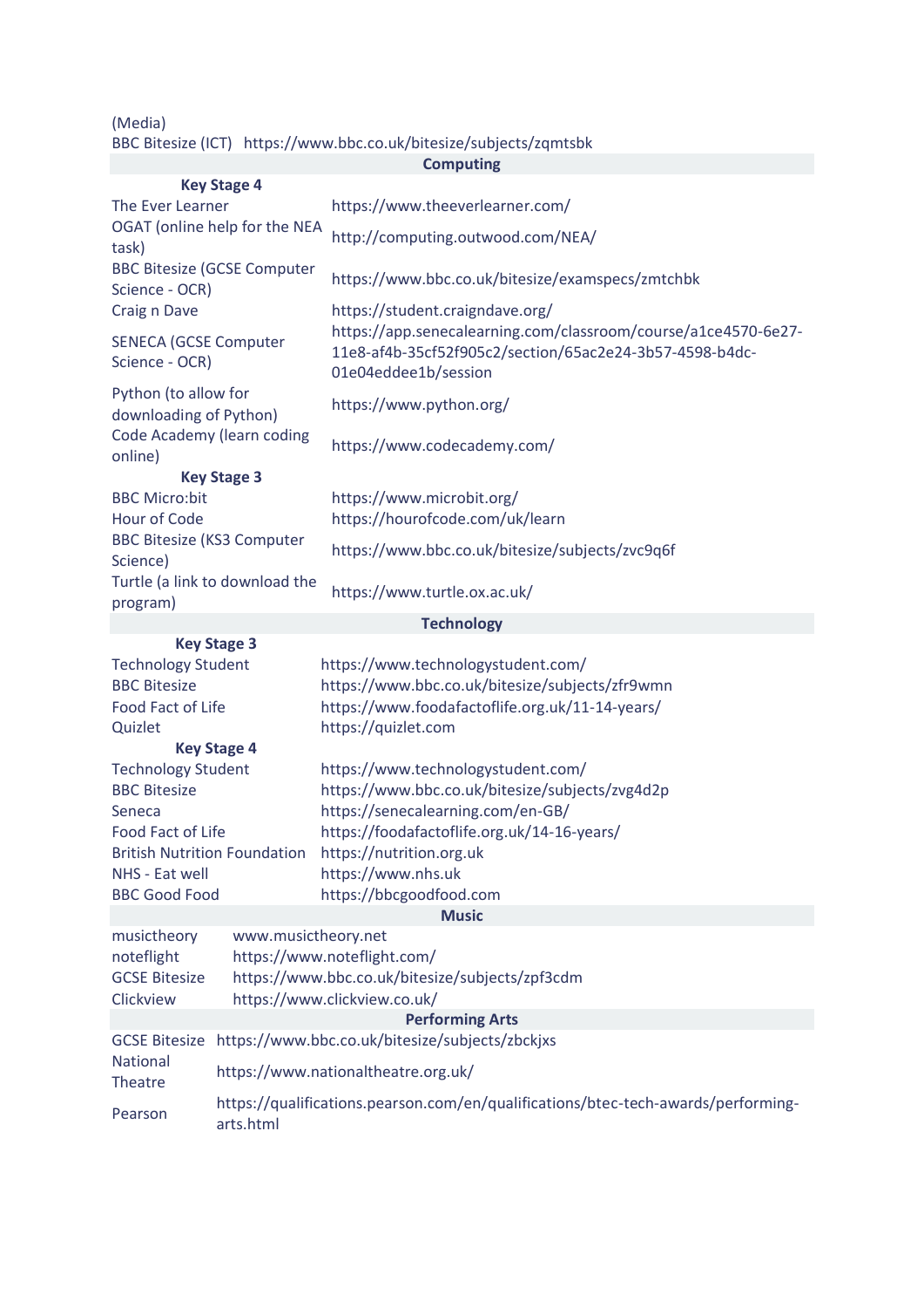| (Media) | |
|---|---|
| BBC Bitesize (ICT) | https://www.bbc.co.uk/bitesize/subjects/zqmtsbk |

## Computing

| **Key Stage 4** | |
|---|---|
| The Ever Learner | https://www.theeverlearner.com/ |
| OGAT (online help for the NEA task) | http://computing.outwood.com/NEA/ |
| BBC Bitesize (GCSE Computer Science - OCR) | https://www.bbc.co.uk/bitesize/examspecs/zmtchbk |
| Craig n Dave | https://student.craigndave.org/ |
| SENECA (GCSE Computer Science - OCR) | https://app.senecalearning.com/classroom/course/a1ce4570-6e27-11e8-af4b-35cf52f905c2/section/65ac2e24-3b57-4598-b4dc-01e04eddee1b/session |
| Python (to allow for downloading of Python) | https://www.python.org/ |
| Code Academy (learn coding online) | https://www.codecademy.com/ |
| **Key Stage 3** | |
| BBC Micro:bit | https://www.microbit.org/ |
| Hour of Code | https://hourofcode.com/uk/learn |
| BBC Bitesize (KS3 Computer Science) | https://www.bbc.co.uk/bitesize/subjects/zvc9q6f |
| Turtle (a link to download the program) | https://www.turtle.ox.ac.uk/ |

## Technology

| **Key Stage 3** | |
|---|---|
| Technology Student | https://www.technologystudent.com/ |
| BBC Bitesize | https://www.bbc.co.uk/bitesize/subjects/zfr9wmn |
| Food Fact of Life | https://www.foodafactoflife.org.uk/11-14-years/ |
| Quizlet | https://quizlet.com |
| **Key Stage 4** | |
| Technology Student | https://www.technologystudent.com/ |
| BBC Bitesize | https://www.bbc.co.uk/bitesize/subjects/zvg4d2p |
| Seneca | https://senecalearning.com/en-GB/ |
| Food Fact of Life | https://foodafactoflife.org.uk/14-16-years/ |
| British Nutrition Foundation | https://nutrition.org.uk |
| NHS - Eat well | https://www.nhs.uk |
| BBC Good Food | https://bbcgoodfood.com |

## Music

| | |
|---|---|
| musictheory | www.musictheory.net |
| noteflight | https://www.noteflight.com/ |
| GCSE Bitesize | https://www.bbc.co.uk/bitesize/subjects/zpf3cdm |
| Clickview | https://www.clickview.co.uk/ |

## Performing Arts

| | |
|---|---|
| GCSE Bitesize | https://www.bbc.co.uk/bitesize/subjects/zbckjxs |
| National Theatre | https://www.nationaltheatre.org.uk/ |
| Pearson | https://qualifications.pearson.com/en/qualifications/btec-tech-awards/performing-arts.html |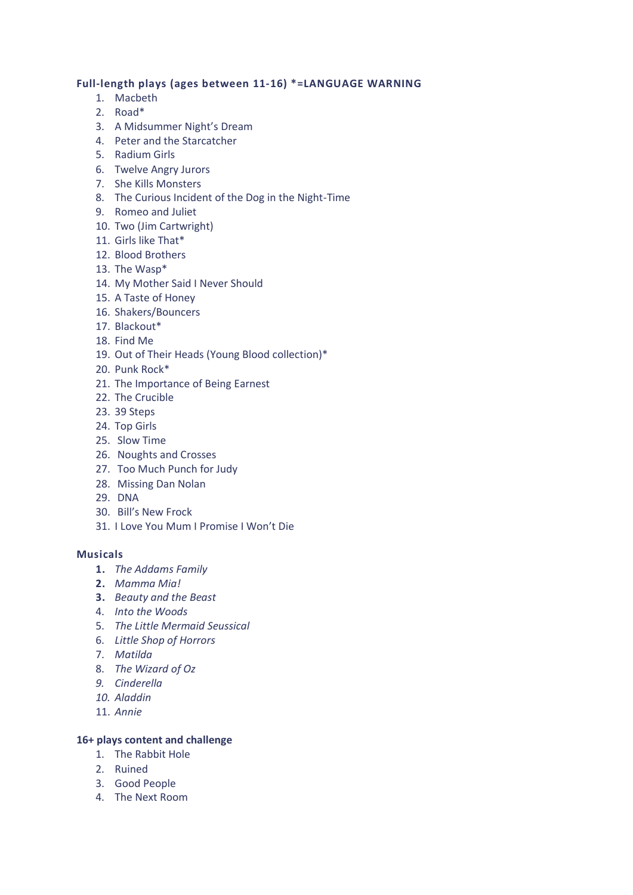**Full-length plays (ages between 11-16) *=LANGUAGE WARNING**

1. Macbeth
2. Road*
3. A Midsummer Night's Dream
4. Peter and the Starcatcher
5. Radium Girls
6. Twelve Angry Jurors
7. She Kills Monsters
8. The Curious Incident of the Dog in the Night-Time
9. Romeo and Juliet
10. Two (Jim Cartwright)
11. Girls like That*
12. Blood Brothers
13. The Wasp*
14. My Mother Said I Never Should
15. A Taste of Honey
16. Shakers/Bouncers
17. Blackout*
18. Find Me
19. Out of Their Heads (Young Blood collection)*
20. Punk Rock*
21. The Importance of Being Earnest
22. The Crucible
23. 39 Steps
24. Top Girls
25. Slow Time
26. Noughts and Crosses
27. Too Much Punch for Judy
28. Missing Dan Nolan
29. DNA
30. Bill's New Frock
31. I Love You Mum I Promise I Won't Die

**Musicals**

1. *The Addams Family*
2. *Mamma Mia!*
3. *Beauty and the Beast*
4. *Into the Woods*
5. *The Little Mermaid Seussical*
6. *Little Shop of Horrors*
7. *Matilda*
8. *The Wizard of Oz*
9. *Cinderella*
10. *Aladdin*
11. *Annie*

**16+ plays content and challenge**

1. The Rabbit Hole
2. Ruined
3. Good People
4. The Next Room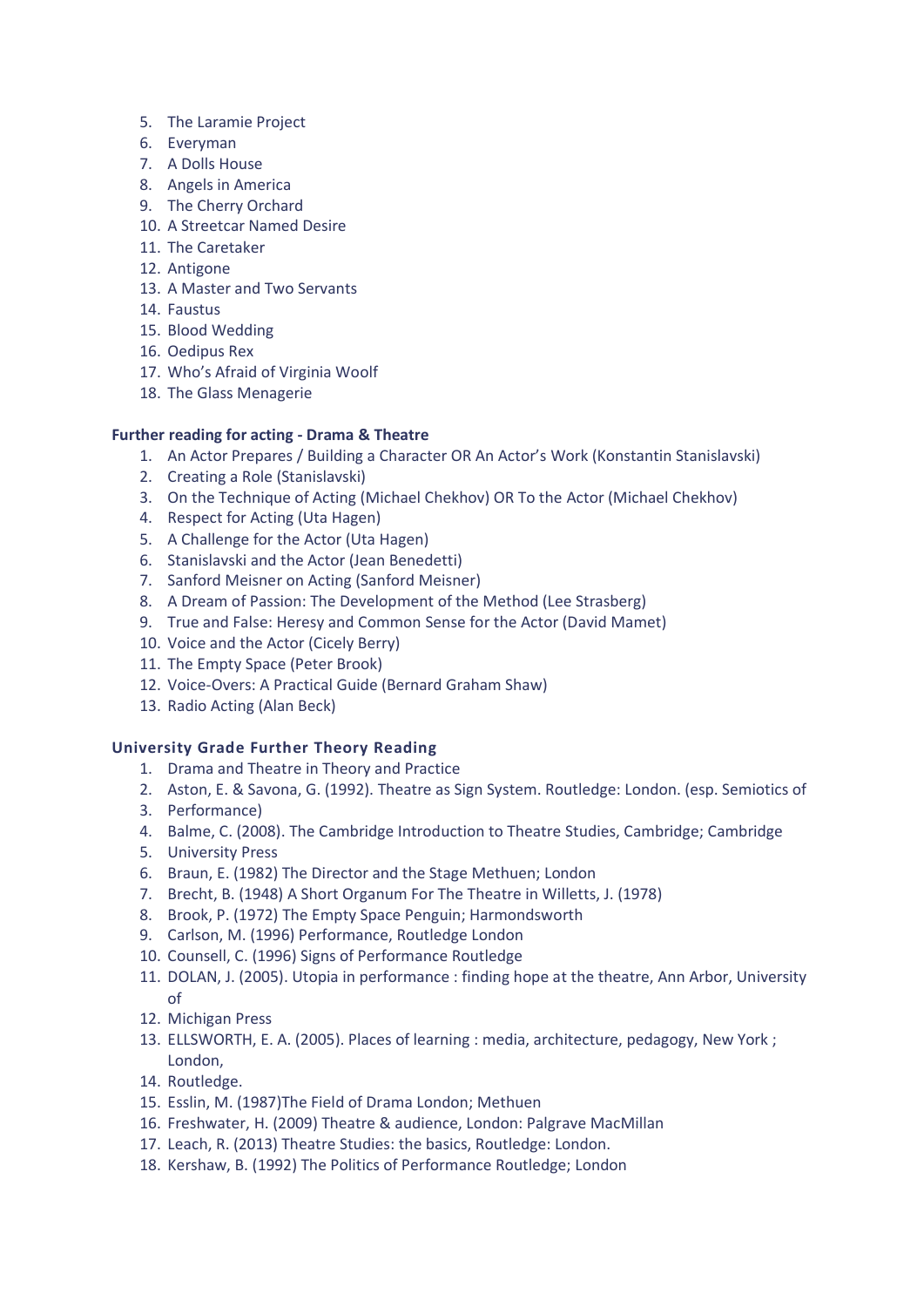5. The Laramie Project
6. Everyman
7. A Dolls House
8. Angels in America
9. The Cherry Orchard
10. A Streetcar Named Desire
11. The Caretaker
12. Antigone
13. A Master and Two Servants
14. Faustus
15. Blood Wedding
16. Oedipus Rex
17. Who's Afraid of Virginia Woolf
18. The Glass Menagerie

**Further reading for acting - Drama & Theatre**

1. An Actor Prepares / Building a Character OR An Actor's Work (Konstantin Stanislavski)
2. Creating a Role (Stanislavski)
3. On the Technique of Acting (Michael Chekhov) OR To the Actor (Michael Chekhov)
4. Respect for Acting (Uta Hagen)
5. A Challenge for the Actor (Uta Hagen)
6. Stanislavski and the Actor (Jean Benedetti)
7. Sanford Meisner on Acting (Sanford Meisner)
8. A Dream of Passion: The Development of the Method (Lee Strasberg)
9. True and False: Heresy and Common Sense for the Actor (David Mamet)
10. Voice and the Actor (Cicely Berry)
11. The Empty Space (Peter Brook)
12. Voice-Overs: A Practical Guide (Bernard Graham Shaw)
13. Radio Acting (Alan Beck)

**University Grade Further Theory Reading**

1. Drama and Theatre in Theory and Practice
2. Aston, E. & Savona, G. (1992). Theatre as Sign System. Routledge: London. (esp. Semiotics of
3. Performance)
4. Balme, C. (2008). The Cambridge Introduction to Theatre Studies, Cambridge; Cambridge
5. University Press
6. Braun, E. (1982) The Director and the Stage Methuen; London
7. Brecht, B. (1948) A Short Organum For The Theatre in Willetts, J. (1978)
8. Brook, P. (1972) The Empty Space Penguin; Harmondsworth
9. Carlson, M. (1996) Performance, Routledge London
10. Counsell, C. (1996) Signs of Performance Routledge
11. DOLAN, J. (2005). Utopia in performance : finding hope at the theatre, Ann Arbor, University of
12. Michigan Press
13. ELLSWORTH, E. A. (2005). Places of learning : media, architecture, pedagogy, New York ; London,
14. Routledge.
15. Esslin, M. (1987)The Field of Drama London; Methuen
16. Freshwater, H. (2009) Theatre & audience, London: Palgrave MacMillan
17. Leach, R. (2013) Theatre Studies: the basics, Routledge: London.
18. Kershaw, B. (1992) The Politics of Performance Routledge; London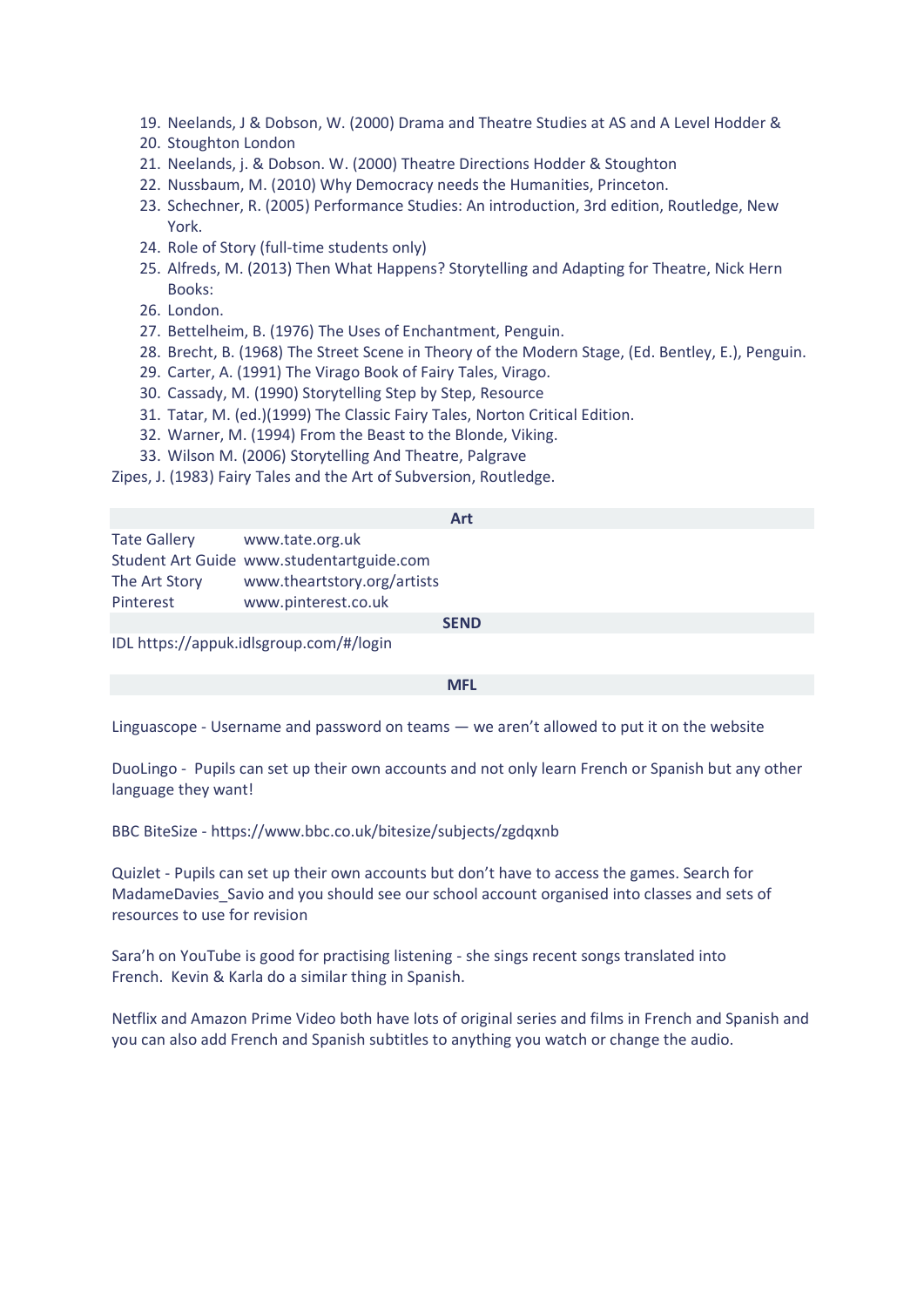19. Neelands, J & Dobson, W. (2000) Drama and Theatre Studies at AS and A Level Hodder &
20. Stoughton London
21. Neelands, j. & Dobson. W. (2000) Theatre Directions Hodder & Stoughton
22. Nussbaum, M. (2010) Why Democracy needs the Humanities, Princeton.
23. Schechner, R. (2005) Performance Studies: An introduction, 3rd edition, Routledge, New York.
24. Role of Story (full-time students only)
25. Alfreds, M. (2013) Then What Happens? Storytelling and Adapting for Theatre, Nick Hern Books:
26. London.
27. Bettelheim, B. (1976) The Uses of Enchantment, Penguin.
28. Brecht, B. (1968) The Street Scene in Theory of the Modern Stage, (Ed. Bentley, E.), Penguin.
29. Carter, A. (1991) The Virago Book of Fairy Tales, Virago.
30. Cassady, M. (1990) Storytelling Step by Step, Resource
31. Tatar, M. (ed.)(1999) The Classic Fairy Tales, Norton Critical Edition.
32. Warner, M. (1994) From the Beast to the Blonde, Viking.
33. Wilson M. (2006) Storytelling And Theatre, Palgrave

Zipes, J. (1983) Fairy Tales and the Art of Subversion, Routledge.

## Art

| | |
|---|---|
| Tate Gallery | www.tate.org.uk |
| Student Art Guide | www.studentartguide.com |
| The Art Story | www.theartstory.org/artists |
| Pinterest | www.pinterest.co.uk |

## SEND

IDL https://appuk.idlsgroup.com/#/login

## MFL

Linguascope - Username and password on teams — we aren't allowed to put it on the website

DuoLingo - Pupils can set up their own accounts and not only learn French or Spanish but any other language they want!

BBC BiteSize - https://www.bbc.co.uk/bitesize/subjects/zgdqxnb

Quizlet - Pupils can set up their own accounts but don't have to access the games. Search for MadameDavies_Savio and you should see our school account organised into classes and sets of resources to use for revision

Sara'h on YouTube is good for practising listening - she sings recent songs translated into French. Kevin & Karla do a similar thing in Spanish.

Netflix and Amazon Prime Video both have lots of original series and films in French and Spanish and you can also add French and Spanish subtitles to anything you watch or change the audio.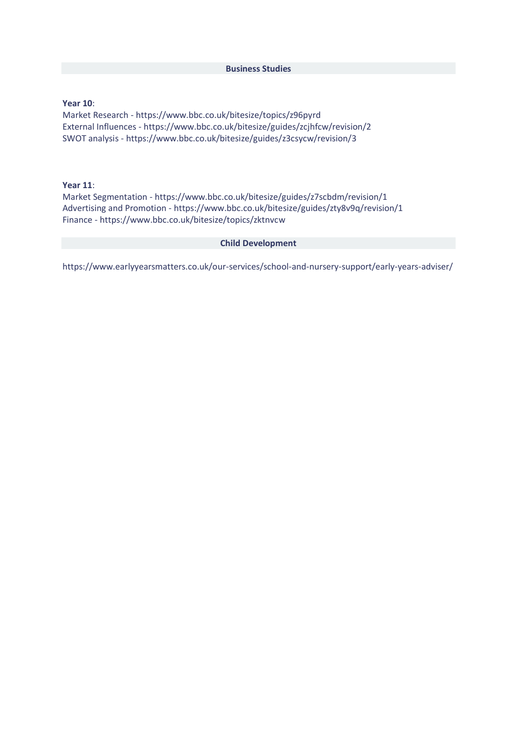## Business Studies

**Year 10**:

Market Research - https://www.bbc.co.uk/bitesize/topics/z96pyrd
External Influences - https://www.bbc.co.uk/bitesize/guides/zcjhfcw/revision/2
SWOT analysis - https://www.bbc.co.uk/bitesize/guides/z3csycw/revision/3

**Year 11**:

Market Segmentation - https://www.bbc.co.uk/bitesize/guides/z7scbdm/revision/1
Advertising and Promotion - https://www.bbc.co.uk/bitesize/guides/zty8v9q/revision/1
Finance - https://www.bbc.co.uk/bitesize/topics/zktnvcw

## Child Development

https://www.earlyyearsmatters.co.uk/our-services/school-and-nursery-support/early-years-adviser/